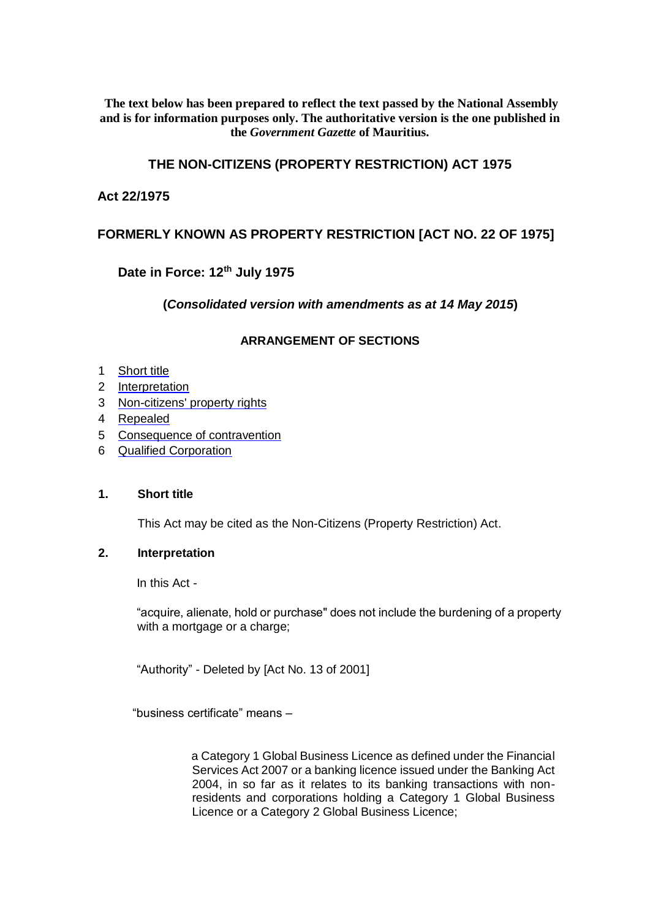**The text below has been prepared to reflect the text passed by the National Assembly and is for information purposes only. The authoritative version is the one published in the *Government Gazette* of Mauritius.**

# THE NON-CITIZENS (PROPERTY RESTRICTION) ACT 1975

## Act 22/1975

## FORMERLY KNOWN AS PROPERTY RESTRICTION [ACT NO. 22 OF 1975]

### Date in Force: 12th July 1975

**(*Consolidated version with amendments as at 14 May 2015*)**

### ARRANGEMENT OF SECTIONS

1 Short title
2 Interpretation
3 Non-citizens' property rights
4 Repealed
5 Consequence of contravention
6 Qualified Corporation

### 1. Short title

This Act may be cited as the Non-Citizens (Property Restriction) Act.

### 2. Interpretation

In this Act -

"acquire, alienate, hold or purchase" does not include the burdening of a property with a mortgage or a charge;

"Authority" - Deleted by [Act No. 13 of 2001]

"business certificate" means –

a Category 1 Global Business Licence as defined under the Financial Services Act 2007 or a banking licence issued under the Banking Act 2004, in so far as it relates to its banking transactions with non-residents and corporations holding a Category 1 Global Business Licence or a Category 2 Global Business Licence;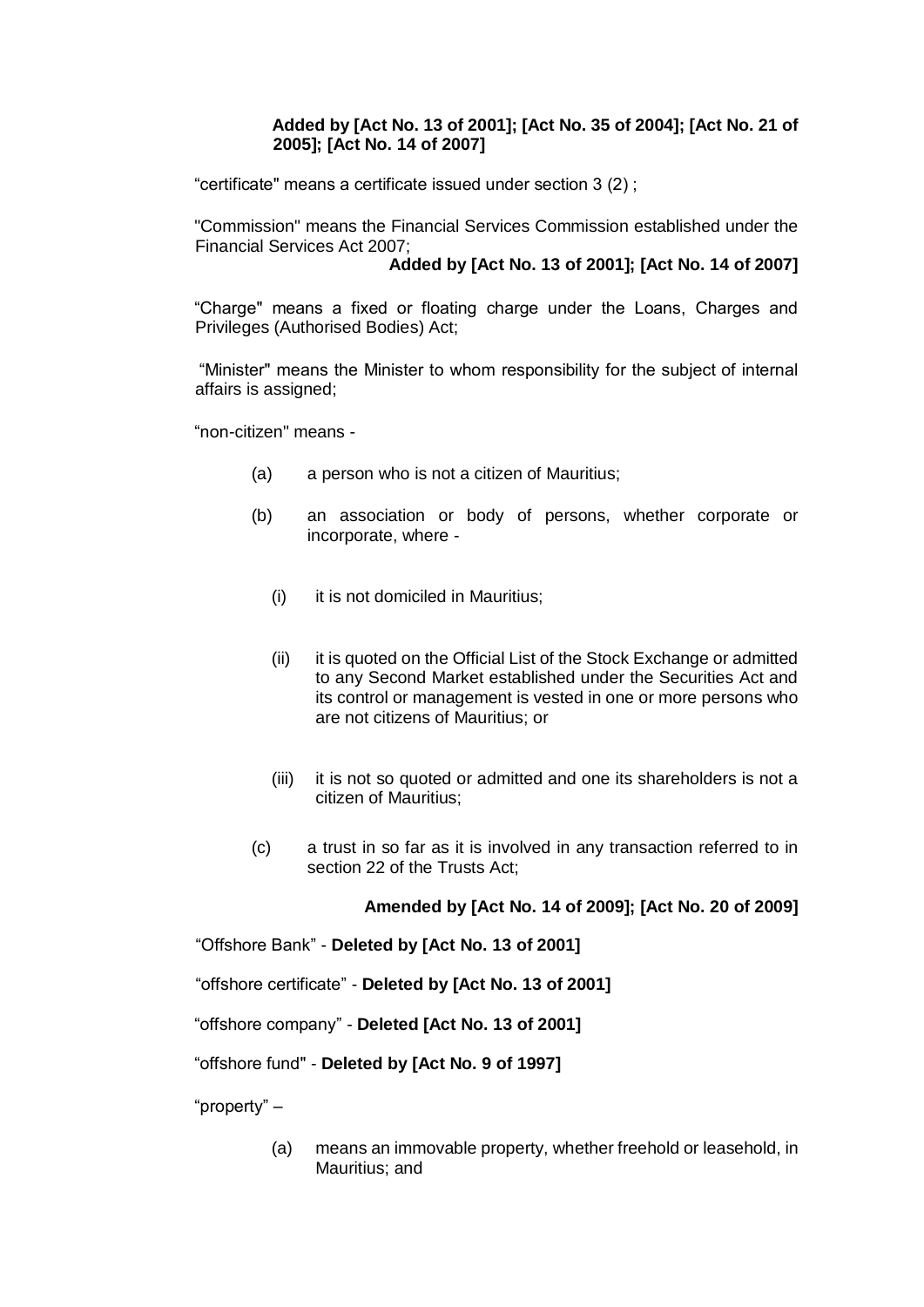**Added by [Act No. 13 of 2001]; [Act No. 35 of 2004]; [Act No. 21 of 2005]; [Act No. 14 of 2007]**

"certificate" means a certificate issued under section 3 (2) ;

"Commission" means the Financial Services Commission established under the Financial Services Act 2007;

**Added by [Act No. 13 of 2001]; [Act No. 14 of 2007]**

"Charge" means a fixed or floating charge under the Loans, Charges and Privileges (Authorised Bodies) Act;

"Minister" means the Minister to whom responsibility for the subject of internal affairs is assigned;

"non-citizen" means -

(a) a person who is not a citizen of Mauritius;

(b) an association or body of persons, whether corporate or incorporate, where -

(i) it is not domiciled in Mauritius;

(ii) it is quoted on the Official List of the Stock Exchange or admitted to any Second Market established under the Securities Act and its control or management is vested in one or more persons who are not citizens of Mauritius; or

(iii) it is not so quoted or admitted and one its shareholders is not a citizen of Mauritius;

(c) a trust in so far as it is involved in any transaction referred to in section 22 of the Trusts Act;

**Amended by [Act No. 14 of 2009]; [Act No. 20 of 2009]**

"Offshore Bank" - **Deleted by [Act No. 13 of 2001]**

"offshore certificate" - **Deleted by [Act No. 13 of 2001]**

"offshore company" - **Deleted [Act No. 13 of 2001]**

"offshore fund" - **Deleted by [Act No. 9 of 1997]**

"property" –

(a) means an immovable property, whether freehold or leasehold, in Mauritius; and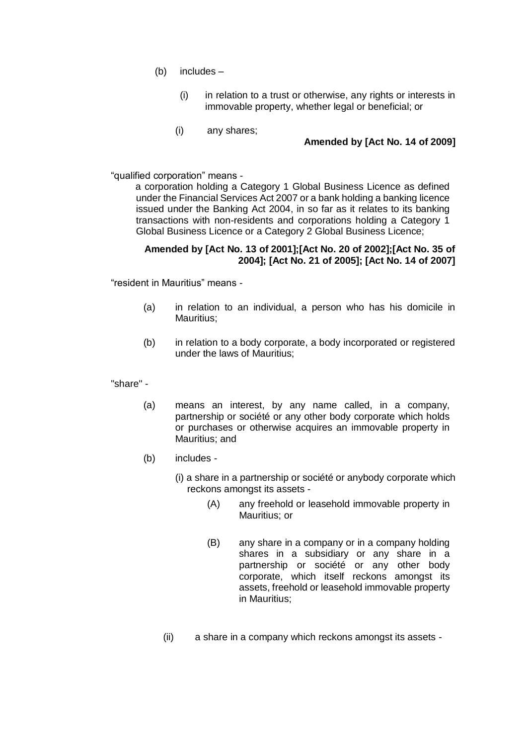(b) includes –

(i) in relation to a trust or otherwise, any rights or interests in immovable property, whether legal or beneficial; or

(i) any shares;

**Amended by [Act No. 14 of 2009]**

"qualified corporation" means -

a corporation holding a Category 1 Global Business Licence as defined under the Financial Services Act 2007 or a bank holding a banking licence issued under the Banking Act 2004, in so far as it relates to its banking transactions with non-residents and corporations holding a Category 1 Global Business Licence or a Category 2 Global Business Licence;

**Amended by [Act No. 13 of 2001];[Act No. 20 of 2002];[Act No. 35 of 2004]; [Act No. 21 of 2005]; [Act No. 14 of 2007]**

"resident in Mauritius" means -

(a) in relation to an individual, a person who has his domicile in Mauritius;

(b) in relation to a body corporate, a body incorporated or registered under the laws of Mauritius;

"share" -

(a) means an interest, by any name called, in a company, partnership or société or any other body corporate which holds or purchases or otherwise acquires an immovable property in Mauritius; and

(b) includes -

(i) a share in a partnership or société or anybody corporate which reckons amongst its assets -

(A) any freehold or leasehold immovable property in Mauritius; or

(B) any share in a company or in a company holding shares in a subsidiary or any share in a partnership or société or any other body corporate, which itself reckons amongst its assets, freehold or leasehold immovable property in Mauritius;

(ii) a share in a company which reckons amongst its assets -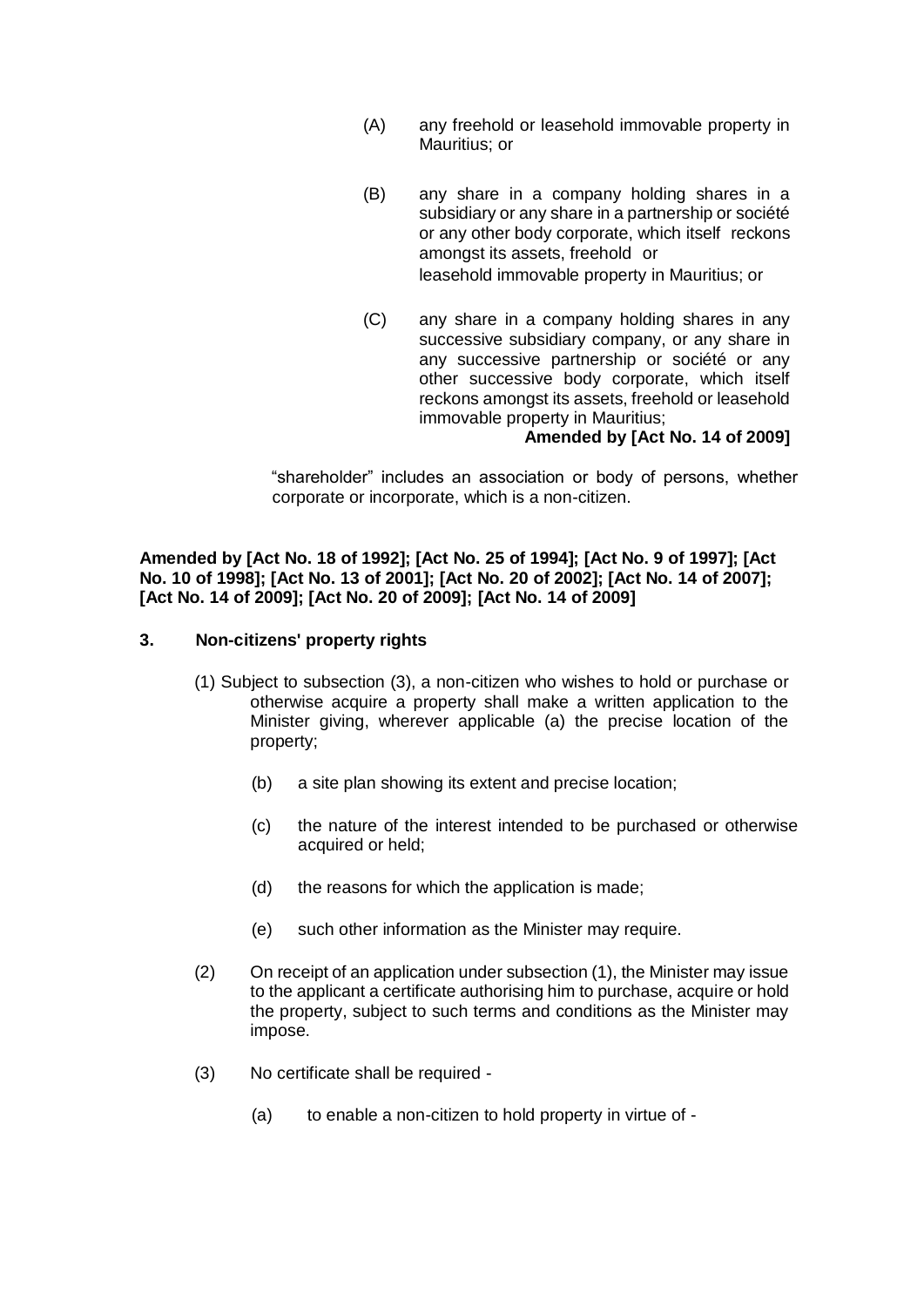(A) any freehold or leasehold immovable property in Mauritius; or

(B) any share in a company holding shares in a subsidiary or any share in a partnership or société or any other body corporate, which itself reckons amongst its assets, freehold or leasehold immovable property in Mauritius; or

(C) any share in a company holding shares in any successive subsidiary company, or any share in any successive partnership or société or any other successive body corporate, which itself reckons amongst its assets, freehold or leasehold immovable property in Mauritius;

**Amended by [Act No. 14 of 2009]**

"shareholder" includes an association or body of persons, whether corporate or incorporate, which is a non-citizen.

**Amended by [Act No. 18 of 1992]; [Act No. 25 of 1994]; [Act No. 9 of 1997]; [Act No. 10 of 1998]; [Act No. 13 of 2001]; [Act No. 20 of 2002]; [Act No. 14 of 2007]; [Act No. 14 of 2009]; [Act No. 20 of 2009]; [Act No. 14 of 2009]**

**3. Non-citizens' property rights**

(1) Subject to subsection (3), a non-citizen who wishes to hold or purchase or otherwise acquire a property shall make a written application to the Minister giving, wherever applicable (a) the precise location of the property;

(b) a site plan showing its extent and precise location;

(c) the nature of the interest intended to be purchased or otherwise acquired or held;

(d) the reasons for which the application is made;

(e) such other information as the Minister may require.

(2) On receipt of an application under subsection (1), the Minister may issue to the applicant a certificate authorising him to purchase, acquire or hold the property, subject to such terms and conditions as the Minister may impose.

(3) No certificate shall be required -

(a) to enable a non-citizen to hold property in virtue of -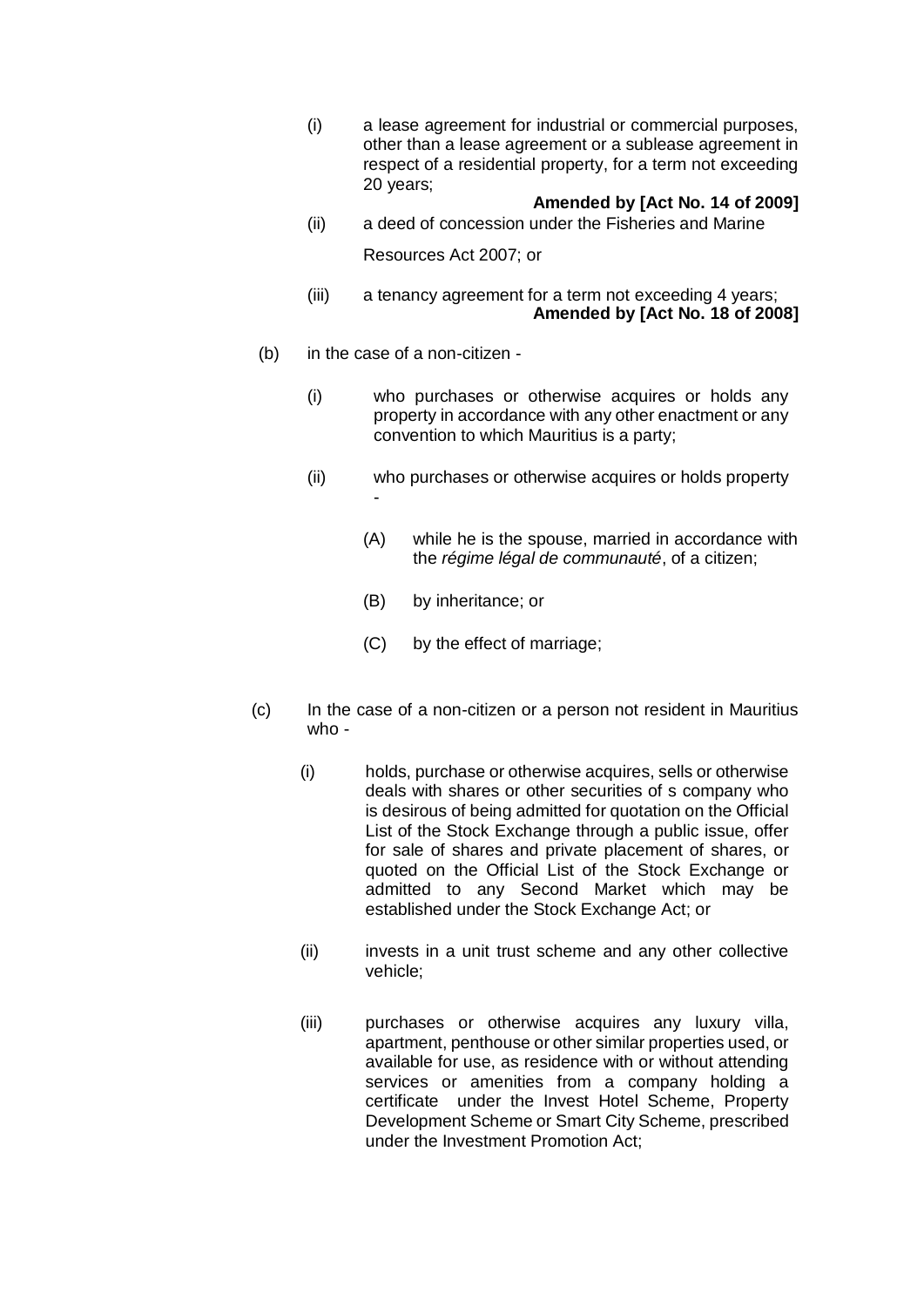(i) a lease agreement for industrial or commercial purposes, other than a lease agreement or a sublease agreement in respect of a residential property, for a term not exceeding 20 years;

**Amended by [Act No. 14 of 2009]**

(ii) a deed of concession under the Fisheries and Marine Resources Act 2007; or

(iii) a tenancy agreement for a term not exceeding 4 years;

**Amended by [Act No. 18 of 2008]**

(b) in the case of a non-citizen -

(i) who purchases or otherwise acquires or holds any property in accordance with any other enactment or any convention to which Mauritius is a party;

(ii) who purchases or otherwise acquires or holds property -

(A) while he is the spouse, married in accordance with the *régime légal de communauté*, of a citizen;

(B) by inheritance; or

(C) by the effect of marriage;

(c) In the case of a non-citizen or a person not resident in Mauritius who -

(i) holds, purchase or otherwise acquires, sells or otherwise deals with shares or other securities of s company who is desirous of being admitted for quotation on the Official List of the Stock Exchange through a public issue, offer for sale of shares and private placement of shares, or quoted on the Official List of the Stock Exchange or admitted to any Second Market which may be established under the Stock Exchange Act; or

(ii) invests in a unit trust scheme and any other collective vehicle;

(iii) purchases or otherwise acquires any luxury villa, apartment, penthouse or other similar properties used, or available for use, as residence with or without attending services or amenities from a company holding a certificate under the Invest Hotel Scheme, Property Development Scheme or Smart City Scheme, prescribed under the Investment Promotion Act;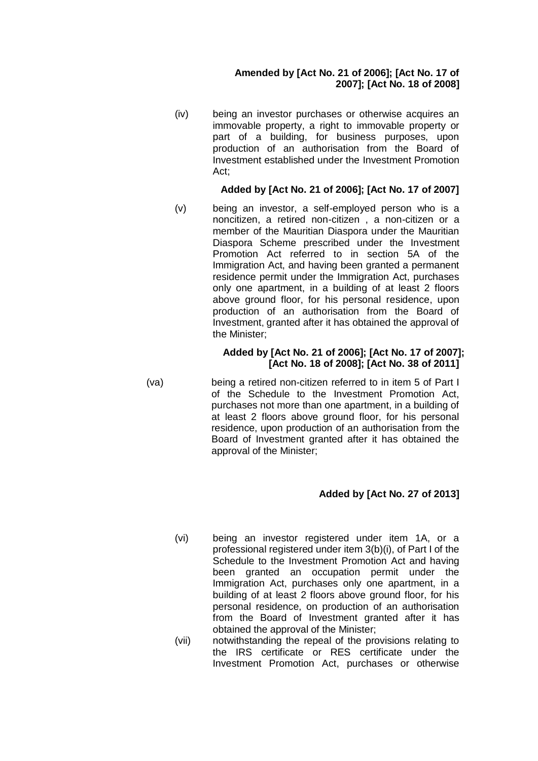**Amended by [Act No. 21 of 2006]; [Act No. 17 of 2007]; [Act No. 18 of 2008]**

(iv) being an investor purchases or otherwise acquires an immovable property, a right to immovable property or part of a building, for business purposes, upon production of an authorisation from the Board of Investment established under the Investment Promotion Act;

**Added by [Act No. 21 of 2006]; [Act No. 17 of 2007]**

(v) being an investor, a self-employed person who is a noncitizen, a retired non-citizen , a non-citizen or a member of the Mauritian Diaspora under the Mauritian Diaspora Scheme prescribed under the Investment Promotion Act referred to in section 5A of the Immigration Act, and having been granted a permanent residence permit under the Immigration Act, purchases only one apartment, in a building of at least 2 floors above ground floor, for his personal residence, upon production of an authorisation from the Board of Investment, granted after it has obtained the approval of the Minister;

**Added by [Act No. 21 of 2006]; [Act No. 17 of 2007]; [Act No. 18 of 2008]; [Act No. 38 of 2011]**

(va) being a retired non-citizen referred to in item 5 of Part I of the Schedule to the Investment Promotion Act, purchases not more than one apartment, in a building of at least 2 floors above ground floor, for his personal residence, upon production of an authorisation from the Board of Investment granted after it has obtained the approval of the Minister;

**Added by [Act No. 27 of 2013]**

(vi) being an investor registered under item 1A, or a professional registered under item 3(b)(i), of Part I of the Schedule to the Investment Promotion Act and having been granted an occupation permit under the Immigration Act, purchases only one apartment, in a building of at least 2 floors above ground floor, for his personal residence, on production of an authorisation from the Board of Investment granted after it has obtained the approval of the Minister;

(vii) notwithstanding the repeal of the provisions relating to the IRS certificate or RES certificate under the Investment Promotion Act, purchases or otherwise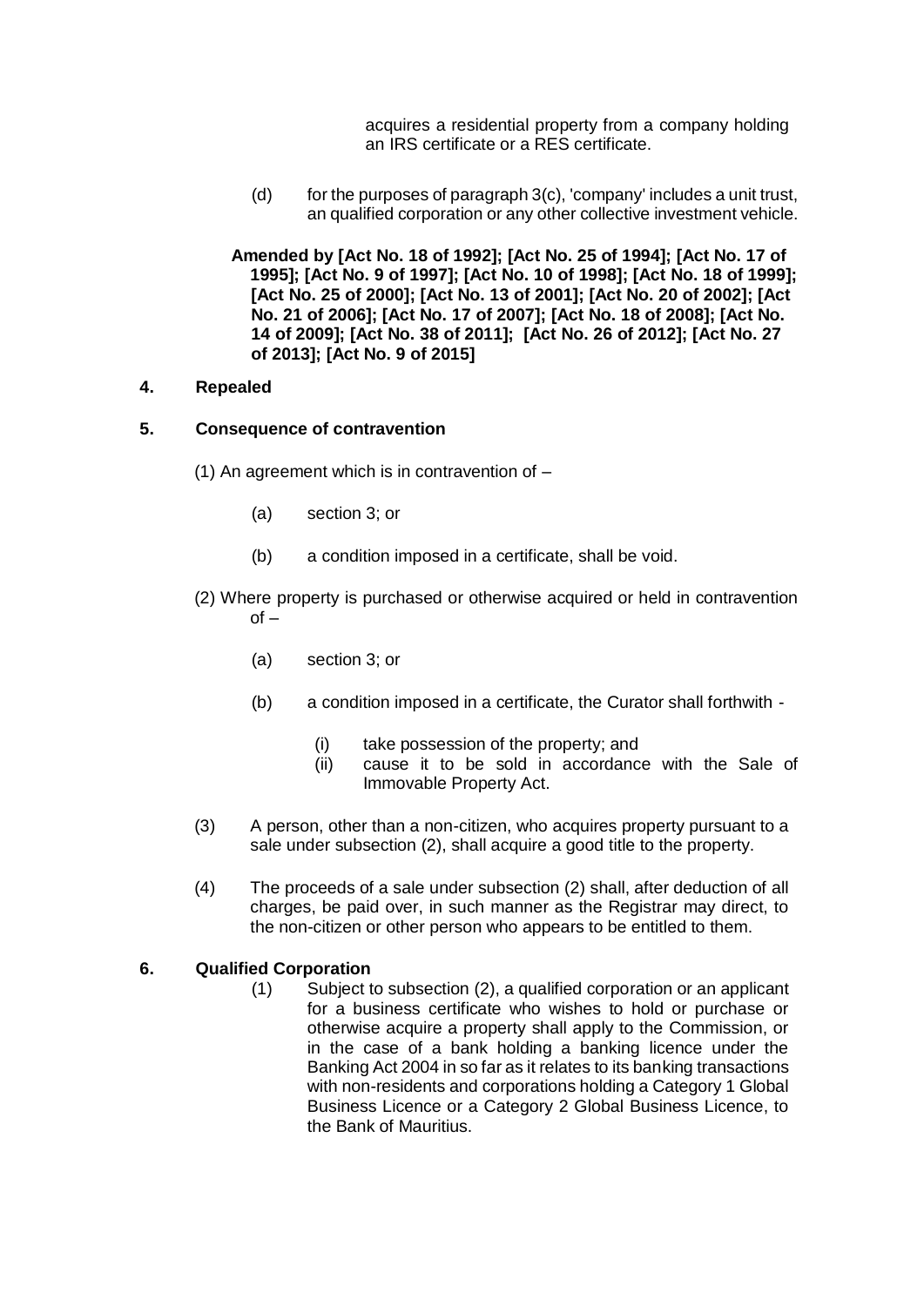acquires a residential property from a company holding an IRS certificate or a RES certificate.

(d) for the purposes of paragraph 3(c), 'company' includes a unit trust, an qualified corporation or any other collective investment vehicle.

**Amended by [Act No. 18 of 1992]; [Act No. 25 of 1994]; [Act No. 17 of 1995]; [Act No. 9 of 1997]; [Act No. 10 of 1998]; [Act No. 18 of 1999]; [Act No. 25 of 2000]; [Act No. 13 of 2001]; [Act No. 20 of 2002]; [Act No. 21 of 2006]; [Act No. 17 of 2007]; [Act No. 18 of 2008]; [Act No. 14 of 2009]; [Act No. 38 of 2011]; [Act No. 26 of 2012]; [Act No. 27 of 2013]; [Act No. 9 of 2015]**

## 4. Repealed

## 5. Consequence of contravention

(1) An agreement which is in contravention of –

(a) section 3; or

(b) a condition imposed in a certificate, shall be void.

(2) Where property is purchased or otherwise acquired or held in contravention of –

(a) section 3; or

(b) a condition imposed in a certificate, the Curator shall forthwith -

(i) take possession of the property; and
(ii) cause it to be sold in accordance with the Sale of Immovable Property Act.

(3) A person, other than a non-citizen, who acquires property pursuant to a sale under subsection (2), shall acquire a good title to the property.

(4) The proceeds of a sale under subsection (2) shall, after deduction of all charges, be paid over, in such manner as the Registrar may direct, to the non-citizen or other person who appears to be entitled to them.

## 6. Qualified Corporation

(1) Subject to subsection (2), a qualified corporation or an applicant for a business certificate who wishes to hold or purchase or otherwise acquire a property shall apply to the Commission, or in the case of a bank holding a banking licence under the Banking Act 2004 in so far as it relates to its banking transactions with non-residents and corporations holding a Category 1 Global Business Licence or a Category 2 Global Business Licence, to the Bank of Mauritius.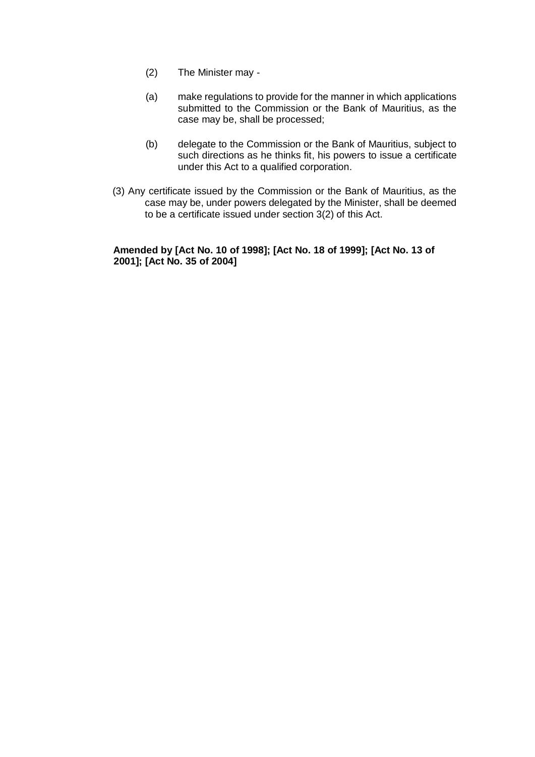(2) The Minister may -

(a) make regulations to provide for the manner in which applications submitted to the Commission or the Bank of Mauritius, as the case may be, shall be processed;

(b) delegate to the Commission or the Bank of Mauritius, subject to such directions as he thinks fit, his powers to issue a certificate under this Act to a qualified corporation.

(3) Any certificate issued by the Commission or the Bank of Mauritius, as the case may be, under powers delegated by the Minister, shall be deemed to be a certificate issued under section 3(2) of this Act.

**Amended by [Act No. 10 of 1998]; [Act No. 18 of 1999]; [Act No. 13 of 2001]; [Act No. 35 of 2004]**